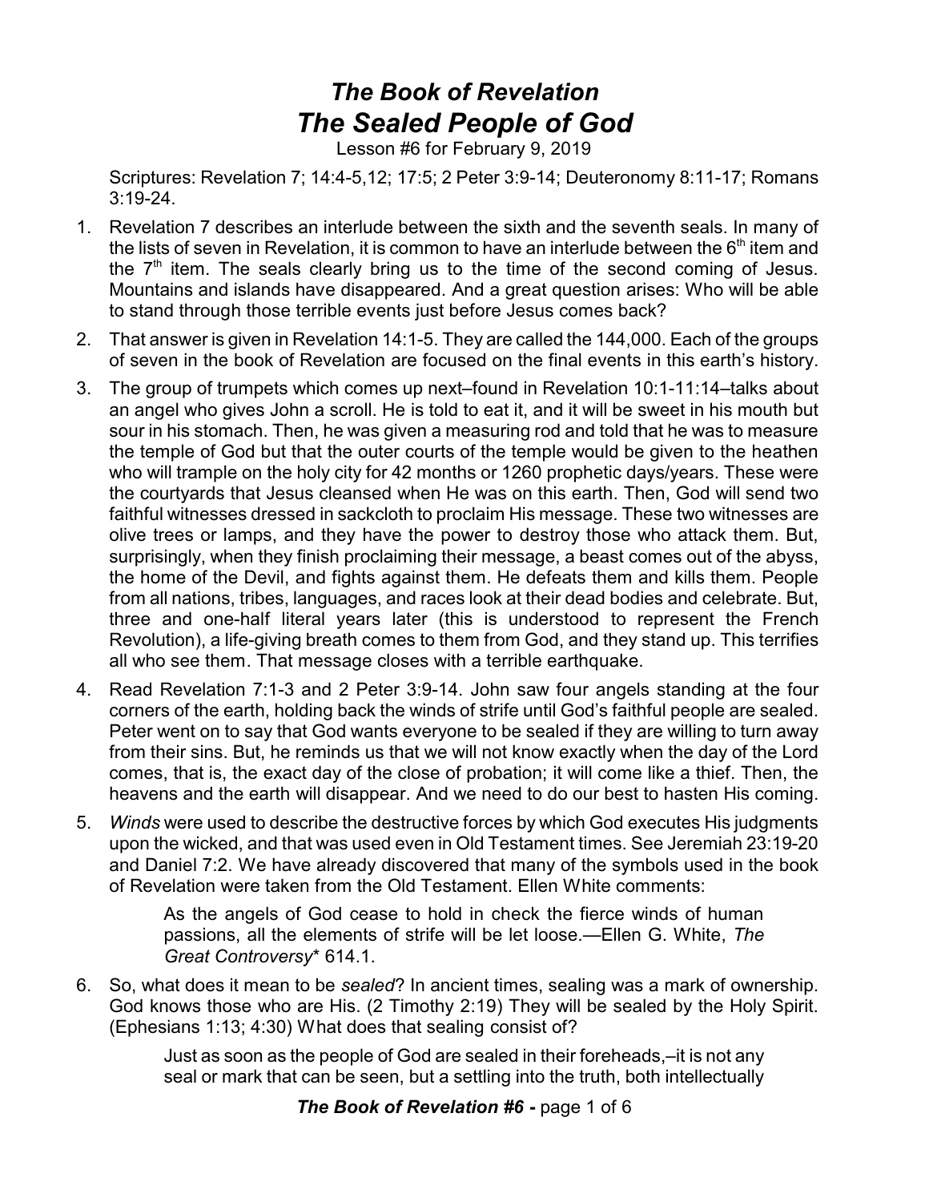# *The Book of Revelation*
# *The Sealed People of God*

Lesson #6 for February 9, 2019

Scriptures: Revelation 7; 14:4-5,12; 17:5; 2 Peter 3:9-14; Deuteronomy 8:11-17; Romans 3:19-24.

1. Revelation 7 describes an interlude between the sixth and the seventh seals. In many of the lists of seven in Revelation, it is common to have an interlude between the 6th item and the 7th item. The seals clearly bring us to the time of the second coming of Jesus. Mountains and islands have disappeared. And a great question arises: Who will be able to stand through those terrible events just before Jesus comes back?

2. That answer is given in Revelation 14:1-5. They are called the 144,000. Each of the groups of seven in the book of Revelation are focused on the final events in this earth's history.

3. The group of trumpets which comes up next–found in Revelation 10:1-11:14–talks about an angel who gives John a scroll. He is told to eat it, and it will be sweet in his mouth but sour in his stomach. Then, he was given a measuring rod and told that he was to measure the temple of God but that the outer courts of the temple would be given to the heathen who will trample on the holy city for 42 months or 1260 prophetic days/years. These were the courtyards that Jesus cleansed when He was on this earth. Then, God will send two faithful witnesses dressed in sackcloth to proclaim His message. These two witnesses are olive trees or lamps, and they have the power to destroy those who attack them. But, surprisingly, when they finish proclaiming their message, a beast comes out of the abyss, the home of the Devil, and fights against them. He defeats them and kills them. People from all nations, tribes, languages, and races look at their dead bodies and celebrate. But, three and one-half literal years later (this is understood to represent the French Revolution), a life-giving breath comes to them from God, and they stand up. This terrifies all who see them. That message closes with a terrible earthquake.

4. Read Revelation 7:1-3 and 2 Peter 3:9-14. John saw four angels standing at the four corners of the earth, holding back the winds of strife until God's faithful people are sealed. Peter went on to say that God wants everyone to be sealed if they are willing to turn away from their sins. But, he reminds us that we will not know exactly when the day of the Lord comes, that is, the exact day of the close of probation; it will come like a thief. Then, the heavens and the earth will disappear. And we need to do our best to hasten His coming.

5. *Winds* were used to describe the destructive forces by which God executes His judgments upon the wicked, and that was used even in Old Testament times. See Jeremiah 23:19-20 and Daniel 7:2. We have already discovered that many of the symbols used in the book of Revelation were taken from the Old Testament. Ellen White comments:

   > As the angels of God cease to hold in check the fierce winds of human passions, all the elements of strife will be let loose.—Ellen G. White, *The Great Controversy** 614.1.

6. So, what does it mean to be *sealed*? In ancient times, sealing was a mark of ownership. God knows those who are His. (2 Timothy 2:19) They will be sealed by the Holy Spirit. (Ephesians 1:13; 4:30) What does that sealing consist of?

   > Just as soon as the people of God are sealed in their foreheads,–it is not any seal or mark that can be seen, but a settling into the truth, both intellectually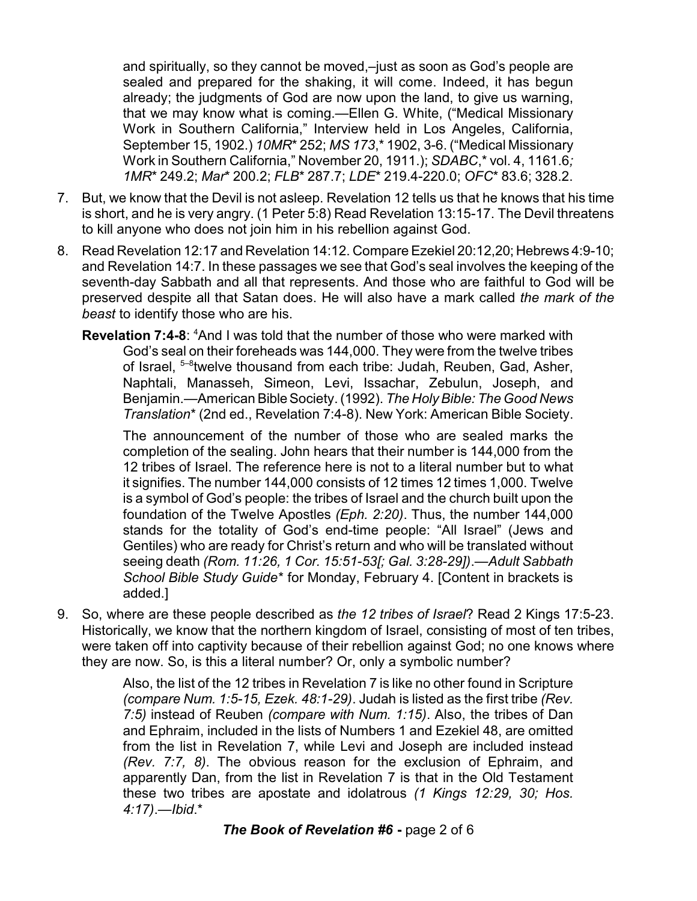> and spiritually, so they cannot be moved,–just as soon as God's people are sealed and prepared for the shaking, it will come. Indeed, it has begun already; the judgments of God are now upon the land, to give us warning, that we may know what is coming.—Ellen G. White, ("Medical Missionary Work in Southern California," Interview held in Los Angeles, California, September 15, 1902.) *10MR** 252; *MS 173*,* 1902, 3-6. ("Medical Missionary Work in Southern California," November 20, 1911.); *SDABC*,* vol. 4, 1161.6*;* *1MR** 249.2; *Mar** 200.2; *FLB** 287.7; *LDE** 219.4-220.0; *OFC** 83.6; 328.2.

7. But, we know that the Devil is not asleep. Revelation 12 tells us that he knows that his time is short, and he is very angry. (1 Peter 5:8) Read Revelation 13:15-17. The Devil threatens to kill anyone who does not join him in his rebellion against God.

8. Read Revelation 12:17 and Revelation 14:12. Compare Ezekiel 20:12,20; Hebrews 4:9-10; and Revelation 14:7. In these passages we see that God's seal involves the keeping of the seventh-day Sabbath and all that represents. And those who are faithful to God will be preserved despite all that Satan does. He will also have a mark called *the mark of the beast* to identify those who are his.

   **Revelation 7:4-8**: [4]And I was told that the number of those who were marked with God's seal on their foreheads was 144,000. They were from the twelve tribes of Israel, [5–8]twelve thousand from each tribe: Judah, Reuben, Gad, Asher, Naphtali, Manasseh, Simeon, Levi, Issachar, Zebulun, Joseph, and Benjamin.—American Bible Society. (1992). *The Holy Bible: The Good News Translation** (2nd ed., Revelation 7:4-8). New York: American Bible Society.

   The announcement of the number of those who are sealed marks the completion of the sealing. John hears that their number is 144,000 from the 12 tribes of Israel. The reference here is not to a literal number but to what it signifies. The number 144,000 consists of 12 times 12 times 1,000. Twelve is a symbol of God's people: the tribes of Israel and the church built upon the foundation of the Twelve Apostles *(Eph. 2:20)*. Thus, the number 144,000 stands for the totality of God's end-time people: "All Israel" (Jews and Gentiles) who are ready for Christ's return and who will be translated without seeing death *(Rom. 11:26, 1 Cor. 15:51-53[; Gal. 3:28-29])*.—*Adult Sabbath School Bible Study Guide** for Monday, February 4. [Content in brackets is added.]

9. So, where are these people described as *the 12 tribes of Israel*? Read 2 Kings 17:5-23. Historically, we know that the northern kingdom of Israel, consisting of most of ten tribes, were taken off into captivity because of their rebellion against God; no one knows where they are now. So, is this a literal number? Or, only a symbolic number?

   > Also, the list of the 12 tribes in Revelation 7 is like no other found in Scripture *(compare Num. 1:5-15, Ezek. 48:1-29)*. Judah is listed as the first tribe *(Rev. 7:5)* instead of Reuben *(compare with Num. 1:15)*. Also, the tribes of Dan and Ephraim, included in the lists of Numbers 1 and Ezekiel 48, are omitted from the list in Revelation 7, while Levi and Joseph are included instead *(Rev. 7:7, 8)*. The obvious reason for the exclusion of Ephraim, and apparently Dan, from the list in Revelation 7 is that in the Old Testament these two tribes are apostate and idolatrous *(1 Kings 12:29, 30; Hos. 4:17)*.—*Ibid*.*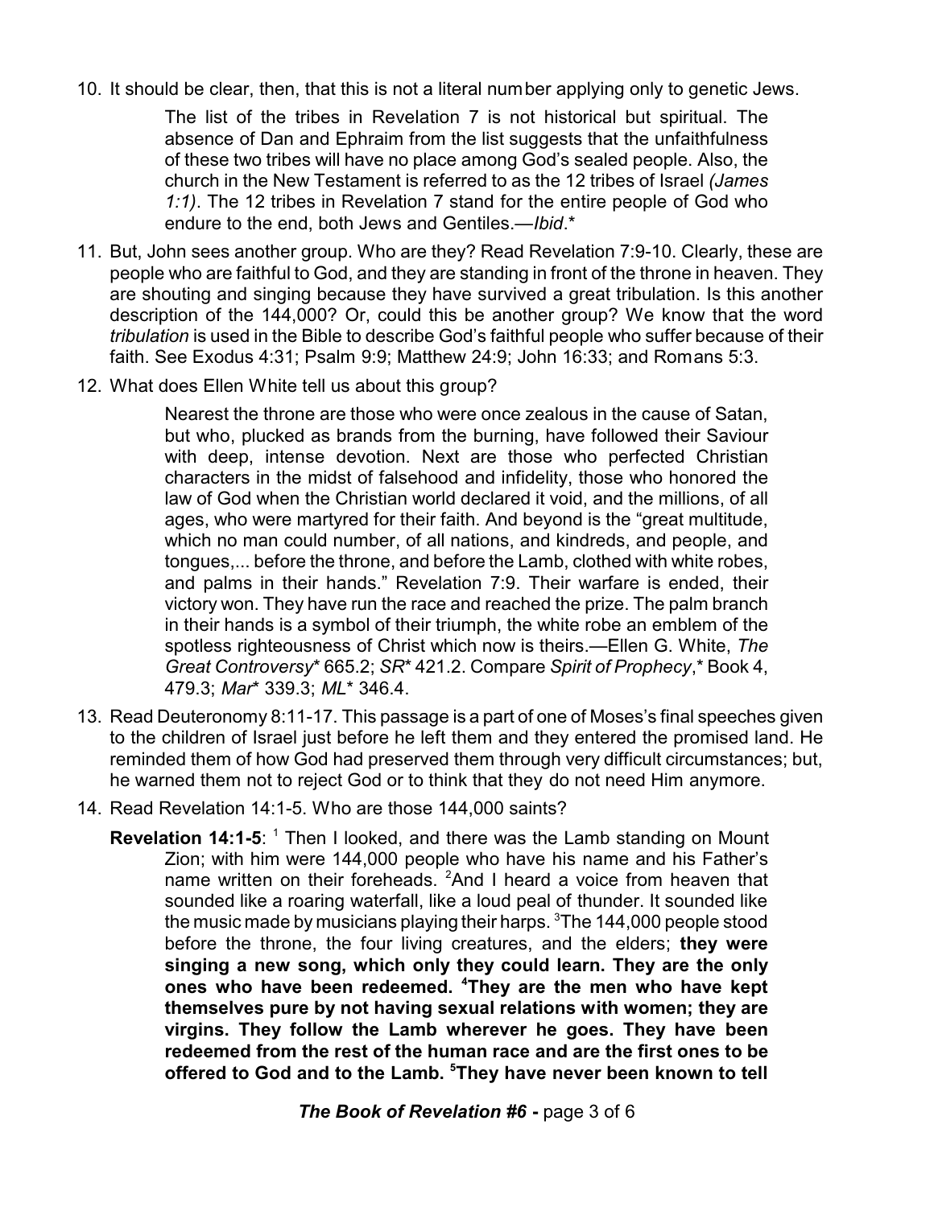10. It should be clear, then, that this is not a literal number applying only to genetic Jews.

    > The list of the tribes in Revelation 7 is not historical but spiritual. The absence of Dan and Ephraim from the list suggests that the unfaithfulness of these two tribes will have no place among God's sealed people. Also, the church in the New Testament is referred to as the 12 tribes of Israel *(James 1:1)*. The 12 tribes in Revelation 7 stand for the entire people of God who endure to the end, both Jews and Gentiles.—*Ibid*.*

11. But, John sees another group. Who are they? Read Revelation 7:9-10. Clearly, these are people who are faithful to God, and they are standing in front of the throne in heaven. They are shouting and singing because they have survived a great tribulation. Is this another description of the 144,000? Or, could this be another group? We know that the word *tribulation* is used in the Bible to describe God's faithful people who suffer because of their faith. See Exodus 4:31; Psalm 9:9; Matthew 24:9; John 16:33; and Romans 5:3.

12. What does Ellen White tell us about this group?

    > Nearest the throne are those who were once zealous in the cause of Satan, but who, plucked as brands from the burning, have followed their Saviour with deep, intense devotion. Next are those who perfected Christian characters in the midst of falsehood and infidelity, those who honored the law of God when the Christian world declared it void, and the millions, of all ages, who were martyred for their faith. And beyond is the "great multitude, which no man could number, of all nations, and kindreds, and people, and tongues,... before the throne, and before the Lamb, clothed with white robes, and palms in their hands." Revelation 7:9. Their warfare is ended, their victory won. They have run the race and reached the prize. The palm branch in their hands is a symbol of their triumph, the white robe an emblem of the spotless righteousness of Christ which now is theirs.—Ellen G. White, *The Great Controversy** 665.2; *SR** 421.2. Compare *Spirit of Prophecy*,* Book 4, 479.3; *Mar** 339.3; *ML** 346.4.

13. Read Deuteronomy 8:11-17. This passage is a part of one of Moses's final speeches given to the children of Israel just before he left them and they entered the promised land. He reminded them of how God had preserved them through very difficult circumstances; but, he warned them not to reject God or to think that they do not need Him anymore.

14. Read Revelation 14:1-5. Who are those 144,000 saints?

    **Revelation 14:1-5**: [1] Then I looked, and there was the Lamb standing on Mount Zion; with him were 144,000 people who have his name and his Father's name written on their foreheads. [2]And I heard a voice from heaven that sounded like a roaring waterfall, like a loud peal of thunder. It sounded like the music made by musicians playing their harps. [3]The 144,000 people stood before the throne, the four living creatures, and the elders; **they were singing a new song, which only they could learn. They are the only ones who have been redeemed. [4]They are the men who have kept themselves pure by not having sexual relations with women; they are virgins. They follow the Lamb wherever he goes. They have been redeemed from the rest of the human race and are the first ones to be offered to God and to the Lamb. [5]They have never been known to tell**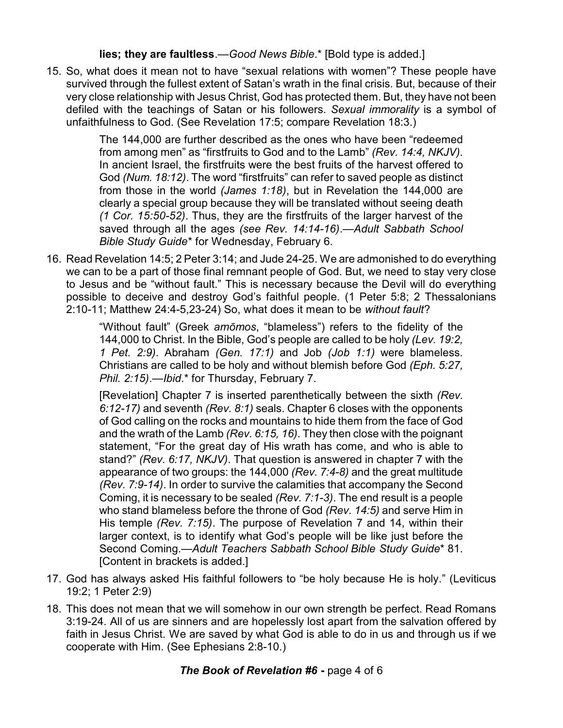**lies; they are faultless**.—*Good News Bible*.* [Bold type is added.]

15. So, what does it mean not to have "sexual relations with women"? These people have survived through the fullest extent of Satan's wrath in the final crisis. But, because of their very close relationship with Jesus Christ, God has protected them. But, they have not been defiled with the teachings of Satan or his followers. *Sexual immorality* is a symbol of unfaithfulness to God. (See Revelation 17:5; compare Revelation 18:3.)

> The 144,000 are further described as the ones who have been "redeemed from among men" as "firstfruits to God and to the Lamb" *(Rev. 14:4, NKJV)*. In ancient Israel, the firstfruits were the best fruits of the harvest offered to God *(Num. 18:12)*. The word "firstfruits" can refer to saved people as distinct from those in the world *(James 1:18)*, but in Revelation the 144,000 are clearly a special group because they will be translated without seeing death *(1 Cor. 15:50-52)*. Thus, they are the firstfruits of the larger harvest of the saved through all the ages *(see Rev. 14:14-16)*.—*Adult Sabbath School Bible Study Guide** for Wednesday, February 6.

16. Read Revelation 14:5; 2 Peter 3:14; and Jude 24-25. We are admonished to do everything we can to be a part of those final remnant people of God. But, we need to stay very close to Jesus and be "without fault." This is necessary because the Devil will do everything possible to deceive and destroy God's faithful people. (1 Peter 5:8; 2 Thessalonians 2:10-11; Matthew 24:4-5,23-24) So, what does it mean to be *without fault*?

> "Without fault" (Greek *amōmos*, "blameless") refers to the fidelity of the 144,000 to Christ. In the Bible, God's people are called to be holy *(Lev. 19:2, 1 Pet. 2:9)*. Abraham *(Gen. 17:1)* and Job *(Job 1:1)* were blameless. Christians are called to be holy and without blemish before God *(Eph. 5:27, Phil. 2:15)*.—*Ibid*.* for Thursday, February 7.
>
> [Revelation] Chapter 7 is inserted parenthetically between the sixth *(Rev. 6:12-17)* and seventh *(Rev. 8:1)* seals. Chapter 6 closes with the opponents of God calling on the rocks and mountains to hide them from the face of God and the wrath of the Lamb *(Rev. 6:15, 16)*. They then close with the poignant statement, "For the great day of His wrath has come, and who is able to stand?" *(Rev. 6:17, NKJV)*. That question is answered in chapter 7 with the appearance of two groups: the 144,000 *(Rev. 7:4-8)* and the great multitude *(Rev. 7:9-14)*. In order to survive the calamities that accompany the Second Coming, it is necessary to be sealed *(Rev. 7:1-3)*. The end result is a people who stand blameless before the throne of God *(Rev. 14:5)* and serve Him in His temple *(Rev. 7:15)*. The purpose of Revelation 7 and 14, within their larger context, is to identify what God's people will be like just before the Second Coming.—*Adult Teachers Sabbath School Bible Study Guide** 81. [Content in brackets is added.]

17. God has always asked His faithful followers to "be holy because He is holy." (Leviticus 19:2; 1 Peter 2:9)
18. This does not mean that we will somehow in our own strength be perfect. Read Romans 3:19-24. All of us are sinners and are hopelessly lost apart from the salvation offered by faith in Jesus Christ. We are saved by what God is able to do in us and through us if we cooperate with Him. (See Ephesians 2:8-10.)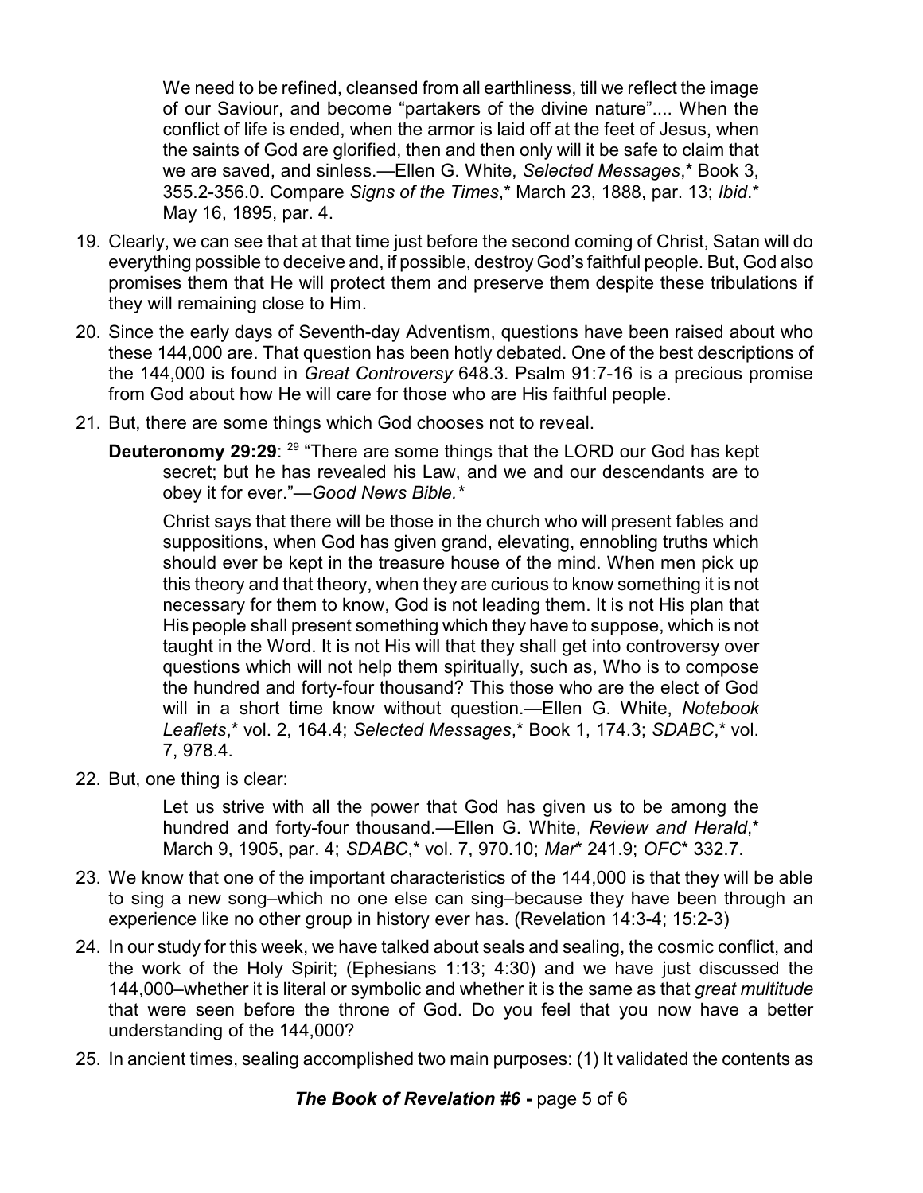We need to be refined, cleansed from all earthliness, till we reflect the image of our Saviour, and become "partakers of the divine nature".... When the conflict of life is ended, when the armor is laid off at the feet of Jesus, when the saints of God are glorified, then and then only will it be safe to claim that we are saved, and sinless.—Ellen G. White, *Selected Messages*,* Book 3, 355.2-356.0. Compare *Signs of the Times*,* March 23, 1888, par. 13; *Ibid*.* May 16, 1895, par. 4.

19. Clearly, we can see that at that time just before the second coming of Christ, Satan will do everything possible to deceive and, if possible, destroy God's faithful people. But, God also promises them that He will protect them and preserve them despite these tribulations if they will remaining close to Him.

20. Since the early days of Seventh-day Adventism, questions have been raised about who these 144,000 are. That question has been hotly debated. One of the best descriptions of the 144,000 is found in *Great Controversy* 648.3. Psalm 91:7-16 is a precious promise from God about how He will care for those who are His faithful people.

21. But, there are some things which God chooses not to reveal.

    **Deuteronomy 29:29**: [29] "There are some things that the LORD our God has kept secret; but he has revealed his Law, and we and our descendants are to obey it for ever."—*Good News Bible.**

    Christ says that there will be those in the church who will present fables and suppositions, when God has given grand, elevating, ennobling truths which should ever be kept in the treasure house of the mind. When men pick up this theory and that theory, when they are curious to know something it is not necessary for them to know, God is not leading them. It is not His plan that His people shall present something which they have to suppose, which is not taught in the Word. It is not His will that they shall get into controversy over questions which will not help them spiritually, such as, Who is to compose the hundred and forty-four thousand? This those who are the elect of God will in a short time know without question.—Ellen G. White, *Notebook Leaflets*,* vol. 2, 164.4; *Selected Messages*,* Book 1, 174.3; *SDABC*,* vol. 7, 978.4.

22. But, one thing is clear:

    Let us strive with all the power that God has given us to be among the hundred and forty-four thousand.—Ellen G. White, *Review and Herald*,* March 9, 1905, par. 4; *SDABC*,* vol. 7, 970.10; *Mar** 241.9; *OFC** 332.7.

23. We know that one of the important characteristics of the 144,000 is that they will be able to sing a new song–which no one else can sing–because they have been through an experience like no other group in history ever has. (Revelation 14:3-4; 15:2-3)

24. In our study for this week, we have talked about seals and sealing, the cosmic conflict, and the work of the Holy Spirit; (Ephesians 1:13; 4:30) and we have just discussed the 144,000–whether it is literal or symbolic and whether it is the same as that *great multitude* that were seen before the throne of God. Do you feel that you now have a better understanding of the 144,000?

25. In ancient times, sealing accomplished two main purposes: (1) It validated the contents as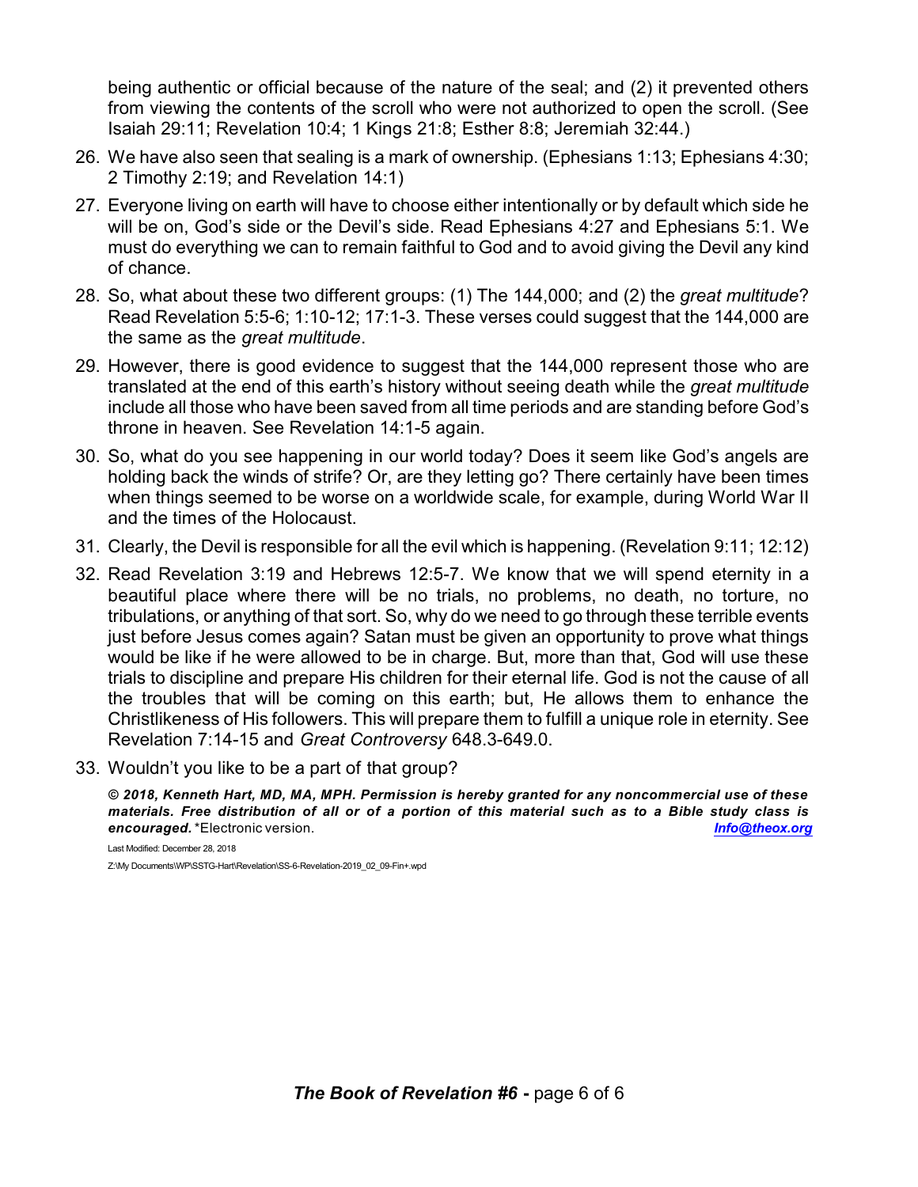being authentic or official because of the nature of the seal; and (2) it prevented others from viewing the contents of the scroll who were not authorized to open the scroll. (See Isaiah 29:11; Revelation 10:4; 1 Kings 21:8; Esther 8:8; Jeremiah 32:44.)

26. We have also seen that sealing is a mark of ownership. (Ephesians 1:13; Ephesians 4:30; 2 Timothy 2:19; and Revelation 14:1)
27. Everyone living on earth will have to choose either intentionally or by default which side he will be on, God's side or the Devil's side. Read Ephesians 4:27 and Ephesians 5:1. We must do everything we can to remain faithful to God and to avoid giving the Devil any kind of chance.
28. So, what about these two different groups: (1) The 144,000; and (2) the *great multitude*? Read Revelation 5:5-6; 1:10-12; 17:1-3. These verses could suggest that the 144,000 are the same as the *great multitude*.
29. However, there is good evidence to suggest that the 144,000 represent those who are translated at the end of this earth's history without seeing death while the *great multitude* include all those who have been saved from all time periods and are standing before God's throne in heaven. See Revelation 14:1-5 again.
30. So, what do you see happening in our world today? Does it seem like God's angels are holding back the winds of strife? Or, are they letting go? There certainly have been times when things seemed to be worse on a worldwide scale, for example, during World War II and the times of the Holocaust.
31. Clearly, the Devil is responsible for all the evil which is happening. (Revelation 9:11; 12:12)
32. Read Revelation 3:19 and Hebrews 12:5-7. We know that we will spend eternity in a beautiful place where there will be no trials, no problems, no death, no torture, no tribulations, or anything of that sort. So, why do we need to go through these terrible events just before Jesus comes again? Satan must be given an opportunity to prove what things would be like if he were allowed to be in charge. But, more than that, God will use these trials to discipline and prepare His children for their eternal life. God is not the cause of all the troubles that will be coming on this earth; but, He allows them to enhance the Christlikeness of His followers. This will prepare them to fulfill a unique role in eternity. See Revelation 7:14-15 and *Great Controversy* 648.3-649.0.
33. Wouldn't you like to be a part of that group?

***© 2018, Kenneth Hart, MD, MA, MPH. Permission is hereby granted for any noncommercial use of these materials. Free distribution of all or of a portion of this material such as to a Bible study class is encouraged.*** *Electronic version. ***Info@theox.org***

Last Modified: December 28, 2018

Z:\My Documents\WP\SSTG-Hart\Revelation\SS-6-Revelation-2019_02_09-Fin+.wpd